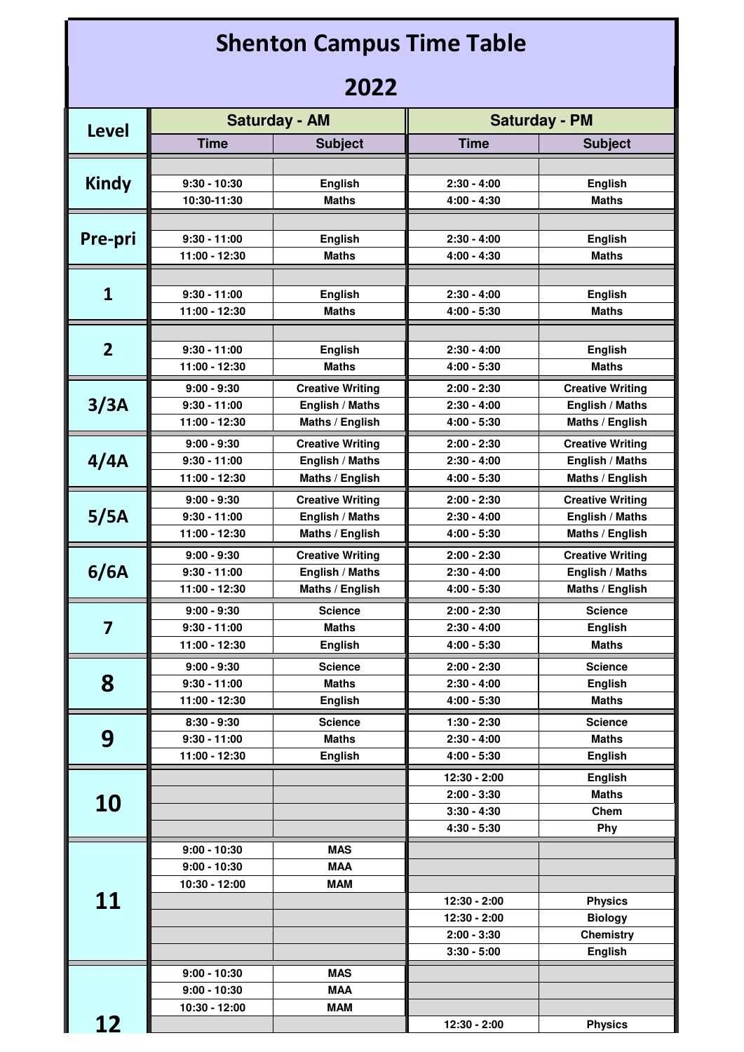# Shenton Campus Time Table

## 2022

| Level | Saturday - AM | | Saturday - PM | |
|---|---|---|---|---|
| | Time | Subject | Time | Subject |
| Kindy | | | | |
| | 9:30 - 10:30 | English | 2:30 - 4:00 | English |
| | 10:30-11:30 | Maths | 4:00 - 4:30 | Maths |
| Pre-pri | | | | |
| | 9:30 - 11:00 | English | 2:30 - 4:00 | English |
| | 11:00 - 12:30 | Maths | 4:00 - 4:30 | Maths |
| 1 | | | | |
| | 9:30 - 11:00 | English | 2:30 - 4:00 | English |
| | 11:00 - 12:30 | Maths | 4:00 - 5:30 | Maths |
| 2 | | | | |
| | 9:30 - 11:00 | English | 2:30 - 4:00 | English |
| | 11:00 - 12:30 | Maths | 4:00 - 5:30 | Maths |
| 3/3A | 9:00 - 9:30 | Creative Writing | 2:00 - 2:30 | Creative Writing |
| | 9:30 - 11:00 | English / Maths | 2:30 - 4:00 | English / Maths |
| | 11:00 - 12:30 | Maths / English | 4:00 - 5:30 | Maths / English |
| 4/4A | 9:00 - 9:30 | Creative Writing | 2:00 - 2:30 | Creative Writing |
| | 9:30 - 11:00 | English / Maths | 2:30 - 4:00 | English / Maths |
| | 11:00 - 12:30 | Maths / English | 4:00 - 5:30 | Maths / English |
| 5/5A | 9:00 - 9:30 | Creative Writing | 2:00 - 2:30 | Creative Writing |
| | 9:30 - 11:00 | English / Maths | 2:30 - 4:00 | English / Maths |
| | 11:00 - 12:30 | Maths / English | 4:00 - 5:30 | Maths / English |
| 6/6A | 9:00 - 9:30 | Creative Writing | 2:00 - 2:30 | Creative Writing |
| | 9:30 - 11:00 | English / Maths | 2:30 - 4:00 | English / Maths |
| | 11:00 - 12:30 | Maths / English | 4:00 - 5:30 | Maths / English |
| 7 | 9:00 - 9:30 | Science | 2:00 - 2:30 | Science |
| | 9:30 - 11:00 | Maths | 2:30 - 4:00 | English |
| | 11:00 - 12:30 | English | 4:00 - 5:30 | Maths |
| 8 | 9:00 - 9:30 | Science | 2:00 - 2:30 | Science |
| | 9:30 - 11:00 | Maths | 2:30 - 4:00 | English |
| | 11:00 - 12:30 | English | 4:00 - 5:30 | Maths |
| 9 | 8:30 - 9:30 | Science | 1:30 - 2:30 | Science |
| | 9:30 - 11:00 | Maths | 2:30 - 4:00 | Maths |
| | 11:00 - 12:30 | English | 4:00 - 5:30 | English |
| 10 | | | 12:30 - 2:00 | English |
| | | | 2:00 - 3:30 | Maths |
| | | | 3:30 - 4:30 | Chem |
| | | | 4:30 - 5:30 | Phy |
| 11 | 9:00 - 10:30 | MAS | | |
| | 9:00 - 10:30 | MAA | | |
| | 10:30 - 12:00 | MAM | | |
| | | | 12:30 - 2:00 | Physics |
| | | | 12:30 - 2:00 | Biology |
| | | | 2:00 - 3:30 | Chemistry |
| | | | 3:30 - 5:00 | English |
| 12 | 9:00 - 10:30 | MAS | | |
| | 9:00 - 10:30 | MAA | | |
| | 10:30 - 12:00 | MAM | | |
| | | | 12:30 - 2:00 | Physics |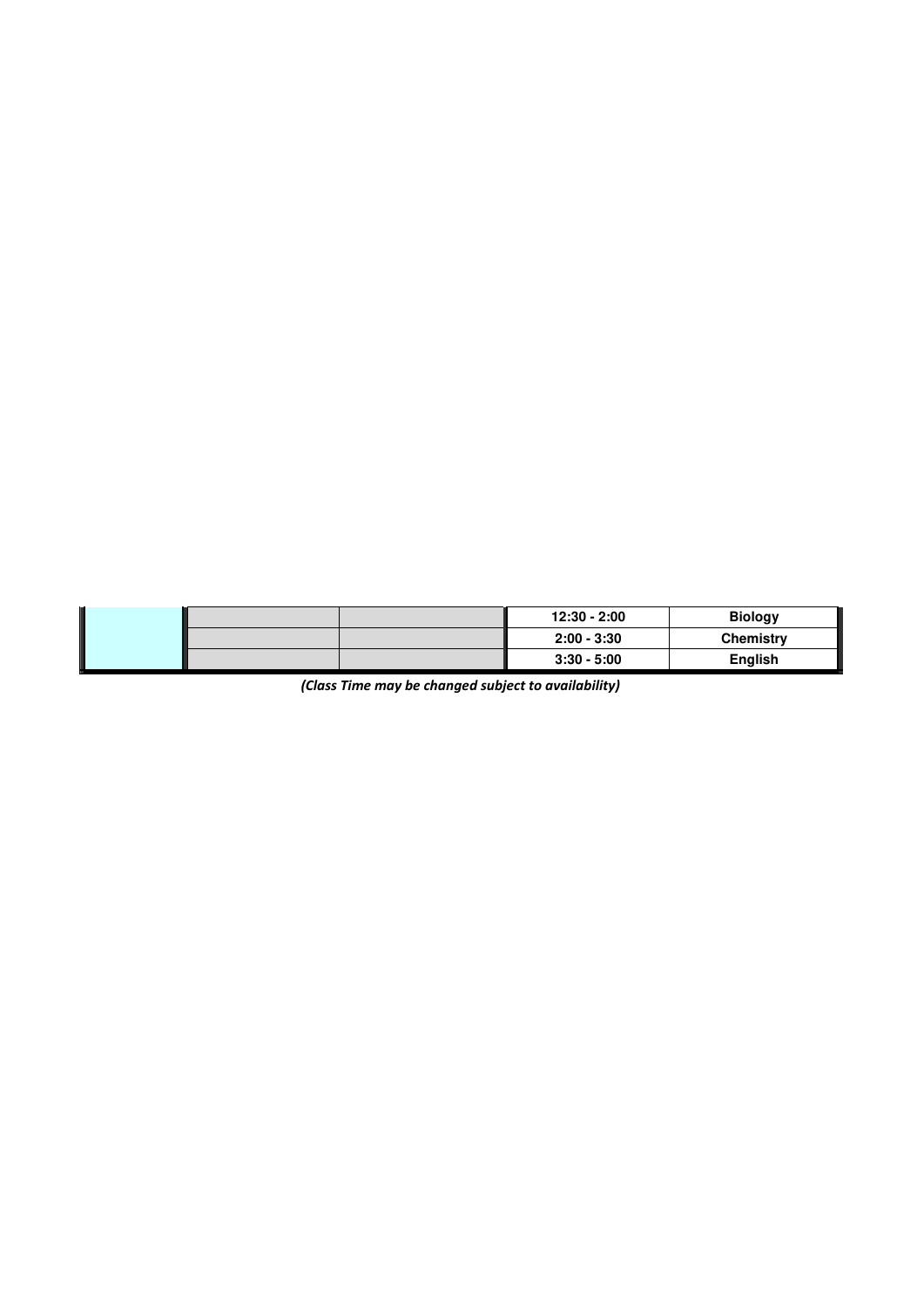| | | | | |
|---|---|---|---|---|
| | | | 12:30 - 2:00 | **Biology** |
| | | | 2:00 - 3:30 | **Chemistry** |
| | | | 3:30 - 5:00 | **English** |

***(Class Time may be changed subject to availability)***